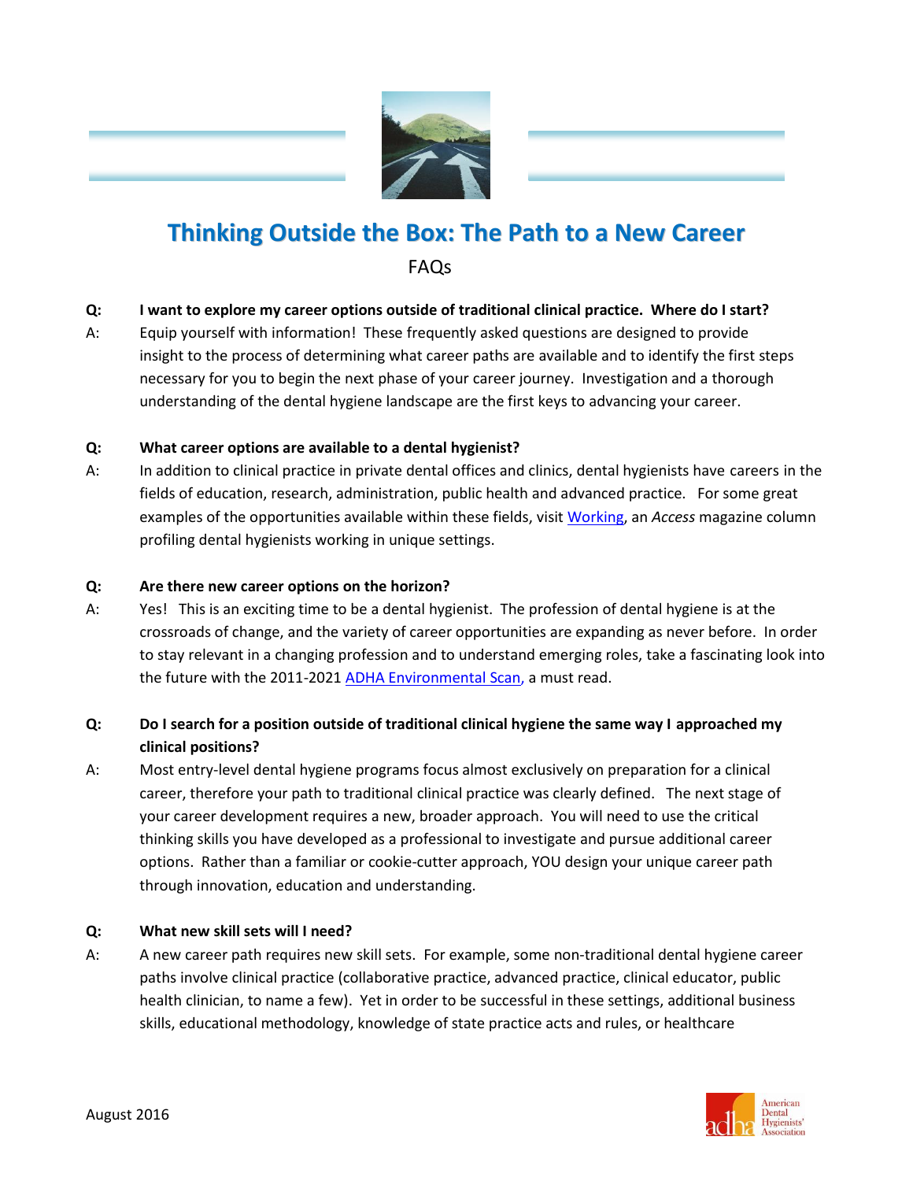# Thinking Outside the Box: The Path to a New Career

FAQs

**Q: I want to explore my career options outside of traditional clinical practice. Where do I start?**

A: Equip yourself with information! These frequently asked questions are designed to provide insight to the process of determining what career paths are available and to identify the first steps necessary for you to begin the next phase of your career journey. Investigation and a thorough understanding of the dental hygiene landscape are the first keys to advancing your career.

**Q: What career options are available to a dental hygienist?**

A: In addition to clinical practice in private dental offices and clinics, dental hygienists have careers in the fields of education, research, administration, public health and advanced practice. For some great examples of the opportunities available within these fields, visit Working, an *Access* magazine column profiling dental hygienists working in unique settings.

**Q: Are there new career options on the horizon?**

A: Yes! This is an exciting time to be a dental hygienist. The profession of dental hygiene is at the crossroads of change, and the variety of career opportunities are expanding as never before. In order to stay relevant in a changing profession and to understand emerging roles, take a fascinating look into the future with the 2011-2021 ADHA Environmental Scan, a must read.

**Q: Do I search for a position outside of traditional clinical hygiene the same way I approached my clinical positions?**

A: Most entry-level dental hygiene programs focus almost exclusively on preparation for a clinical career, therefore your path to traditional clinical practice was clearly defined. The next stage of your career development requires a new, broader approach. You will need to use the critical thinking skills you have developed as a professional to investigate and pursue additional career options. Rather than a familiar or cookie-cutter approach, YOU design your unique career path through innovation, education and understanding.

**Q: What new skill sets will I need?**

A: A new career path requires new skill sets. For example, some non-traditional dental hygiene career paths involve clinical practice (collaborative practice, advanced practice, clinical educator, public health clinician, to name a few). Yet in order to be successful in these settings, additional business skills, educational methodology, knowledge of state practice acts and rules, or healthcare

August 2016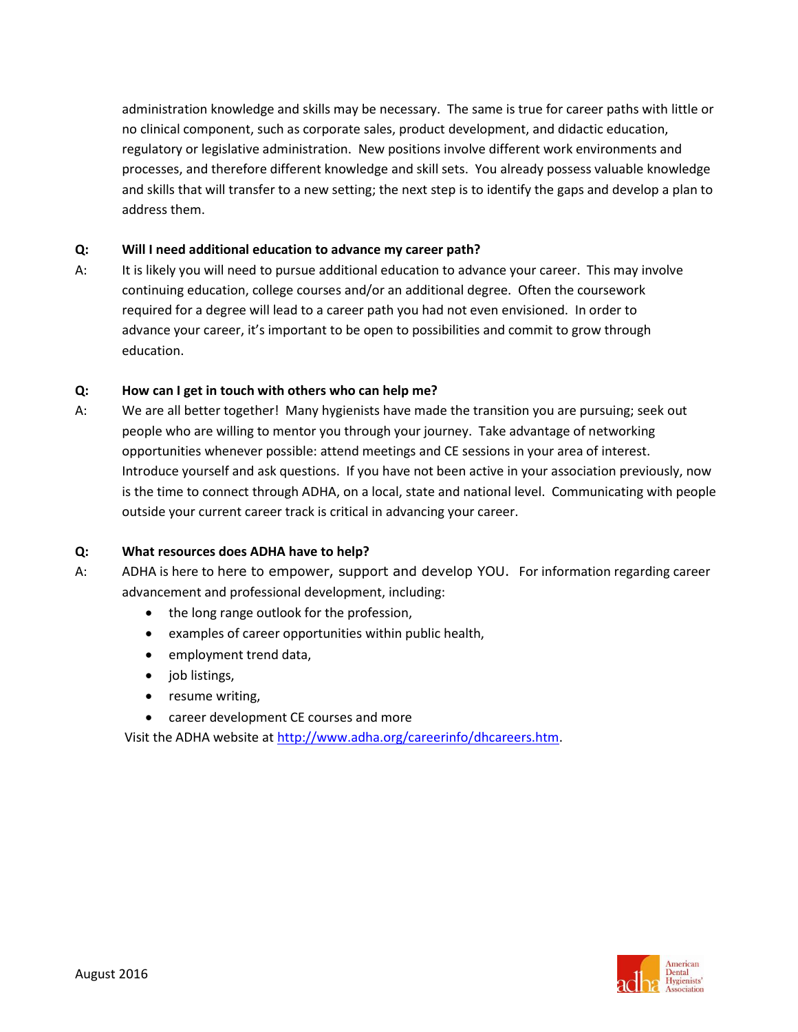administration knowledge and skills may be necessary. The same is true for career paths with little or no clinical component, such as corporate sales, product development, and didactic education, regulatory or legislative administration. New positions involve different work environments and processes, and therefore different knowledge and skill sets. You already possess valuable knowledge and skills that will transfer to a new setting; the next step is to identify the gaps and develop a plan to address them.

**Q: Will I need additional education to advance my career path?**

A: It is likely you will need to pursue additional education to advance your career. This may involve continuing education, college courses and/or an additional degree. Often the coursework required for a degree will lead to a career path you had not even envisioned. In order to advance your career, it's important to be open to possibilities and commit to grow through education.

**Q: How can I get in touch with others who can help me?**

A: We are all better together! Many hygienists have made the transition you are pursuing; seek out people who are willing to mentor you through your journey. Take advantage of networking opportunities whenever possible: attend meetings and CE sessions in your area of interest. Introduce yourself and ask questions. If you have not been active in your association previously, now is the time to connect through ADHA, on a local, state and national level. Communicating with people outside your current career track is critical in advancing your career.

**Q: What resources does ADHA have to help?**

A: ADHA is here to here to empower, support and develop YOU. For information regarding career advancement and professional development, including:

- the long range outlook for the profession,
- examples of career opportunities within public health,
- employment trend data,
- job listings,
- resume writing,
- career development CE courses and more

Visit the ADHA website at http://www.adha.org/careerinfo/dhcareers.htm.

August 2016

adha American Dental Hygienists' Association